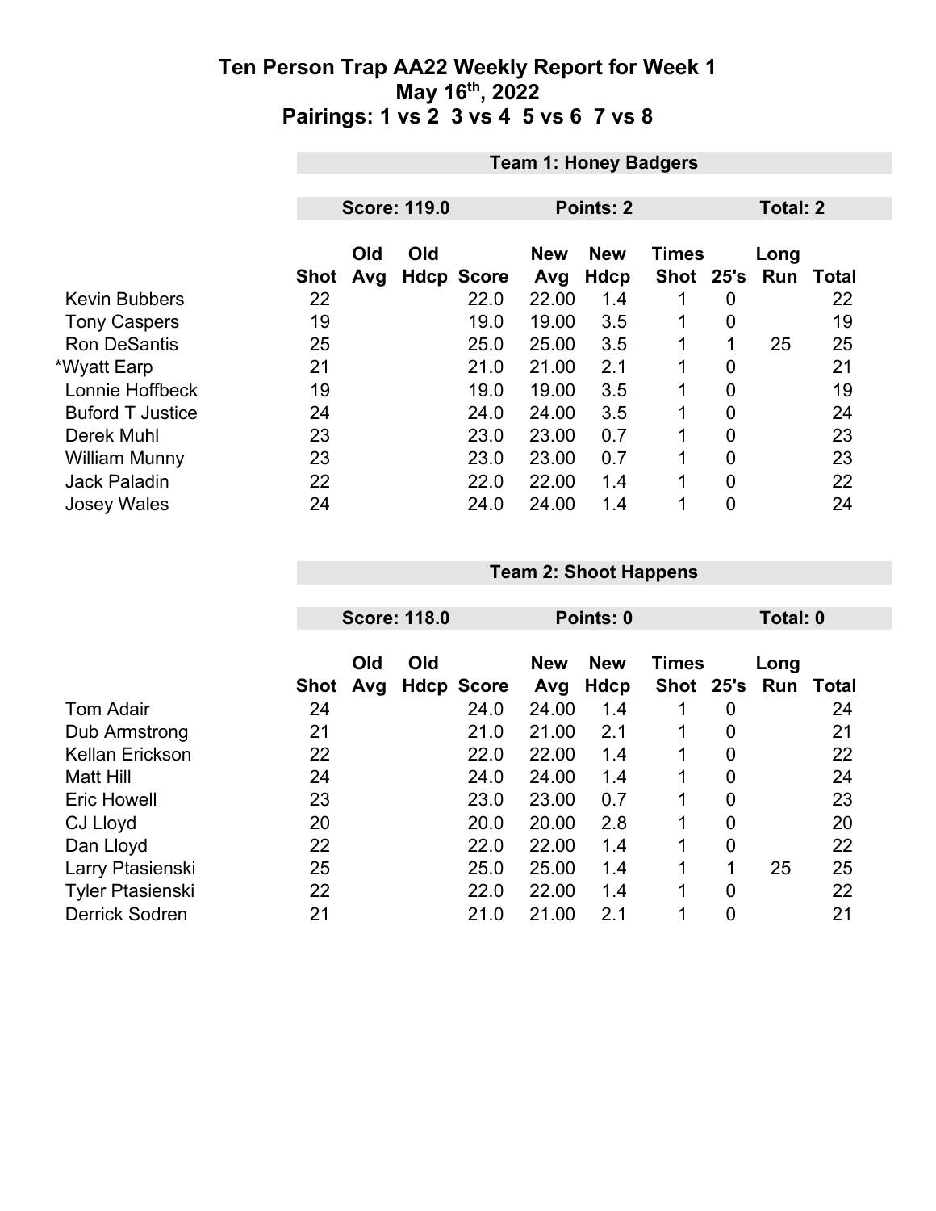# Ten Person Trap AA22 Weekly Report for Week 1
## May 16th, 2022
## Pairings: 1 vs 2 3 vs 4 5 vs 6 7 vs 8

### Team 1: Honey Badgers

| Score: 119.0 | | | | Points: 2 | | | | Total: 2 | | |
|---|---|---|---|---|---|---|---|---|---|---|

| | Shot | Old Avg | Old Hdcp | Score | New Avg | New Hdcp | Times Shot | 25's | Long Run | Total |
|---|---|---|---|---|---|---|---|---|---|---|
| Kevin Bubbers | 22 | | | 22.0 | 22.00 | 1.4 | 1 | 0 | | 22 |
| Tony Caspers | 19 | | | 19.0 | 19.00 | 3.5 | 1 | 0 | | 19 |
| Ron DeSantis | 25 | | | 25.0 | 25.00 | 3.5 | 1 | 1 | 25 | 25 |
| *Wyatt Earp | 21 | | | 21.0 | 21.00 | 2.1 | 1 | 0 | | 21 |
| Lonnie Hoffbeck | 19 | | | 19.0 | 19.00 | 3.5 | 1 | 0 | | 19 |
| Buford T Justice | 24 | | | 24.0 | 24.00 | 3.5 | 1 | 0 | | 24 |
| Derek Muhl | 23 | | | 23.0 | 23.00 | 0.7 | 1 | 0 | | 23 |
| William Munny | 23 | | | 23.0 | 23.00 | 0.7 | 1 | 0 | | 23 |
| Jack Paladin | 22 | | | 22.0 | 22.00 | 1.4 | 1 | 0 | | 22 |
| Josey Wales | 24 | | | 24.0 | 24.00 | 1.4 | 1 | 0 | | 24 |

### Team 2: Shoot Happens

| Score: 118.0 | | | | Points: 0 | | | | Total: 0 | | |
|---|---|---|---|---|---|---|---|---|---|---|

| | Shot | Old Avg | Old Hdcp | Score | New Avg | New Hdcp | Times Shot | 25's | Long Run | Total |
|---|---|---|---|---|---|---|---|---|---|---|
| Tom Adair | 24 | | | 24.0 | 24.00 | 1.4 | 1 | 0 | | 24 |
| Dub Armstrong | 21 | | | 21.0 | 21.00 | 2.1 | 1 | 0 | | 21 |
| Kellan Erickson | 22 | | | 22.0 | 22.00 | 1.4 | 1 | 0 | | 22 |
| Matt Hill | 24 | | | 24.0 | 24.00 | 1.4 | 1 | 0 | | 24 |
| Eric Howell | 23 | | | 23.0 | 23.00 | 0.7 | 1 | 0 | | 23 |
| CJ Lloyd | 20 | | | 20.0 | 20.00 | 2.8 | 1 | 0 | | 20 |
| Dan Lloyd | 22 | | | 22.0 | 22.00 | 1.4 | 1 | 0 | | 22 |
| Larry Ptasienski | 25 | | | 25.0 | 25.00 | 1.4 | 1 | 1 | 25 | 25 |
| Tyler Ptasienski | 22 | | | 22.0 | 22.00 | 1.4 | 1 | 0 | | 22 |
| Derrick Sodren | 21 | | | 21.0 | 21.00 | 2.1 | 1 | 0 | | 21 |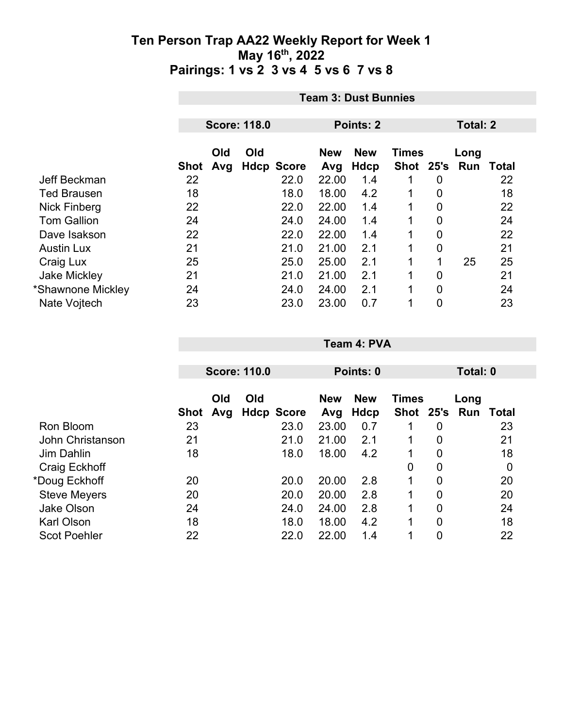# Ten Person Trap AA22 Weekly Report for Week 1
## May 16th, 2022
## Pairings: 1 vs 2 3 vs 4 5 vs 6 7 vs 8

### Team 3: Dust Bunnies

| Score: 118.0 | | | | Points: 2 | | | | Total: 2 | | |
|---|---|---|---|---|---|---|---|---|---|---|
| | **Shot** | **Old Avg** | **Old Hdcp** | **Score** | **New Avg** | **New Hdcp** | **Times Shot** | **25's** | **Long Run** | **Total** |
| Jeff Beckman | 22 | | | 22.0 | 22.00 | 1.4 | 1 | 0 | | 22 |
| Ted Brausen | 18 | | | 18.0 | 18.00 | 4.2 | 1 | 0 | | 18 |
| Nick Finberg | 22 | | | 22.0 | 22.00 | 1.4 | 1 | 0 | | 22 |
| Tom Gallion | 24 | | | 24.0 | 24.00 | 1.4 | 1 | 0 | | 24 |
| Dave Isakson | 22 | | | 22.0 | 22.00 | 1.4 | 1 | 0 | | 22 |
| Austin Lux | 21 | | | 21.0 | 21.00 | 2.1 | 1 | 0 | | 21 |
| Craig Lux | 25 | | | 25.0 | 25.00 | 2.1 | 1 | 1 | 25 | 25 |
| Jake Mickley | 21 | | | 21.0 | 21.00 | 2.1 | 1 | 0 | | 21 |
| *Shawnone Mickley | 24 | | | 24.0 | 24.00 | 2.1 | 1 | 0 | | 24 |
| Nate Vojtech | 23 | | | 23.0 | 23.00 | 0.7 | 1 | 0 | | 23 |

### Team 4: PVA

| Score: 110.0 | | | | Points: 0 | | | | Total: 0 | | |
|---|---|---|---|---|---|---|---|---|---|---|
| | **Shot** | **Old Avg** | **Old Hdcp** | **Score** | **New Avg** | **New Hdcp** | **Times Shot** | **25's** | **Long Run** | **Total** |
| Ron Bloom | 23 | | | 23.0 | 23.00 | 0.7 | 1 | 0 | | 23 |
| John Christanson | 21 | | | 21.0 | 21.00 | 2.1 | 1 | 0 | | 21 |
| Jim Dahlin | 18 | | | 18.0 | 18.00 | 4.2 | 1 | 0 | | 18 |
| Craig Eckhoff | | | | | | | 0 | 0 | | 0 |
| *Doug Eckhoff | 20 | | | 20.0 | 20.00 | 2.8 | 1 | 0 | | 20 |
| Steve Meyers | 20 | | | 20.0 | 20.00 | 2.8 | 1 | 0 | | 20 |
| Jake Olson | 24 | | | 24.0 | 24.00 | 2.8 | 1 | 0 | | 24 |
| Karl Olson | 18 | | | 18.0 | 18.00 | 4.2 | 1 | 0 | | 18 |
| Scot Poehler | 22 | | | 22.0 | 22.00 | 1.4 | 1 | 0 | | 22 |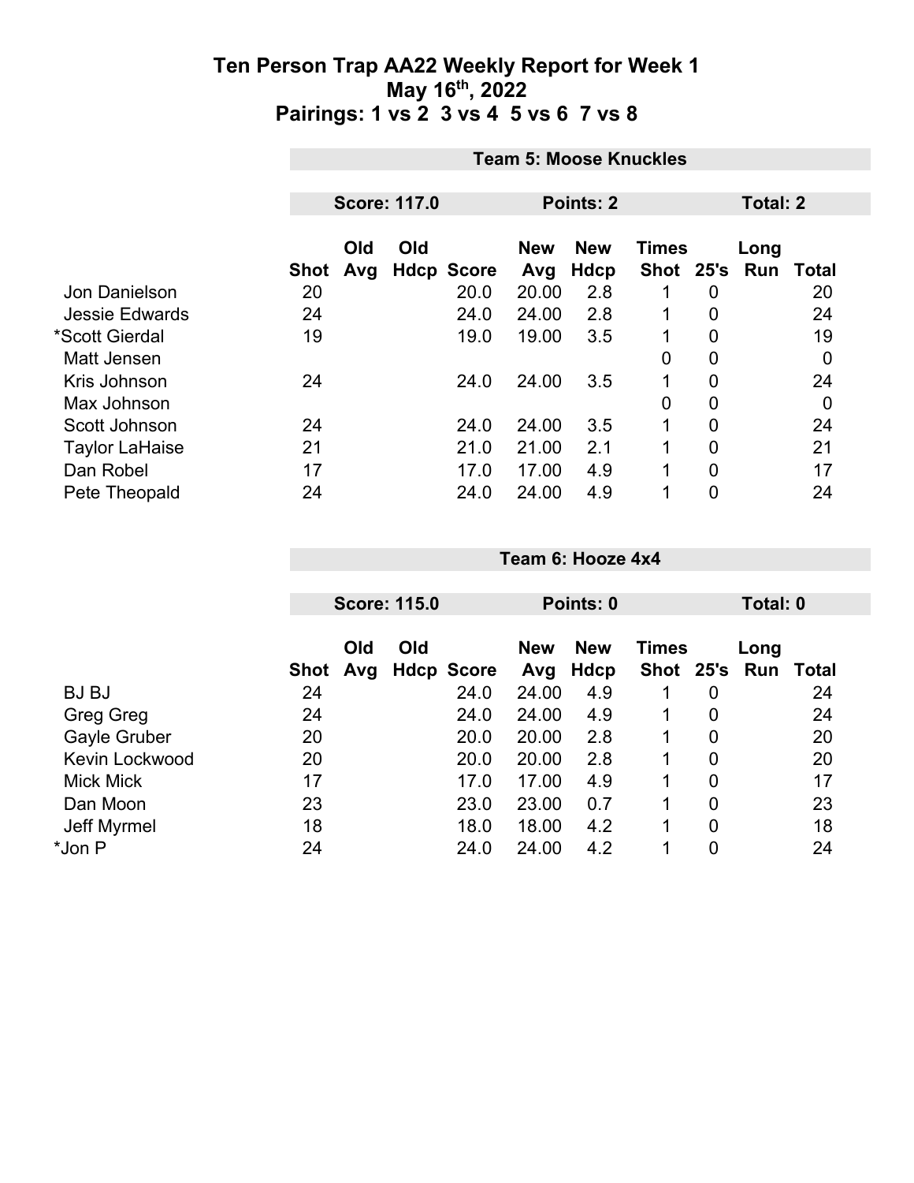# Ten Person Trap AA22 Weekly Report for Week 1
## May 16th, 2022
## Pairings: 1 vs 2 3 vs 4 5 vs 6 7 vs 8

### Team 5: Moose Knuckles

**Score: 117.0** | **Points: 2** | **Total: 2**

| | Shot | Old Avg | Old Hdcp | Score | New Avg | New Hdcp | Times Shot | 25's | Long Run | Total |
|---|---|---|---|---|---|---|---|---|---|---|
| Jon Danielson | 20 | | | 20.0 | 20.00 | 2.8 | 1 | 0 | | 20 |
| Jessie Edwards | 24 | | | 24.0 | 24.00 | 2.8 | 1 | 0 | | 24 |
| *Scott Gierdal | 19 | | | 19.0 | 19.00 | 3.5 | 1 | 0 | | 19 |
| Matt Jensen | | | | | | | 0 | 0 | | 0 |
| Kris Johnson | 24 | | | 24.0 | 24.00 | 3.5 | 1 | 0 | | 24 |
| Max Johnson | | | | | | | 0 | 0 | | 0 |
| Scott Johnson | 24 | | | 24.0 | 24.00 | 3.5 | 1 | 0 | | 24 |
| Taylor LaHaise | 21 | | | 21.0 | 21.00 | 2.1 | 1 | 0 | | 21 |
| Dan Robel | 17 | | | 17.0 | 17.00 | 4.9 | 1 | 0 | | 17 |
| Pete Theopald | 24 | | | 24.0 | 24.00 | 4.9 | 1 | 0 | | 24 |

### Team 6: Hooze 4x4

**Score: 115.0** | **Points: 0** | **Total: 0**

| | Shot | Old Avg | Old Hdcp | Score | New Avg | New Hdcp | Times Shot | 25's | Long Run | Total |
|---|---|---|---|---|---|---|---|---|---|---|
| BJ BJ | 24 | | | 24.0 | 24.00 | 4.9 | 1 | 0 | | 24 |
| Greg Greg | 24 | | | 24.0 | 24.00 | 4.9 | 1 | 0 | | 24 |
| Gayle Gruber | 20 | | | 20.0 | 20.00 | 2.8 | 1 | 0 | | 20 |
| Kevin Lockwood | 20 | | | 20.0 | 20.00 | 2.8 | 1 | 0 | | 20 |
| Mick Mick | 17 | | | 17.0 | 17.00 | 4.9 | 1 | 0 | | 17 |
| Dan Moon | 23 | | | 23.0 | 23.00 | 0.7 | 1 | 0 | | 23 |
| Jeff Myrmel | 18 | | | 18.0 | 18.00 | 4.2 | 1 | 0 | | 18 |
| *Jon P | 24 | | | 24.0 | 24.00 | 4.2 | 1 | 0 | | 24 |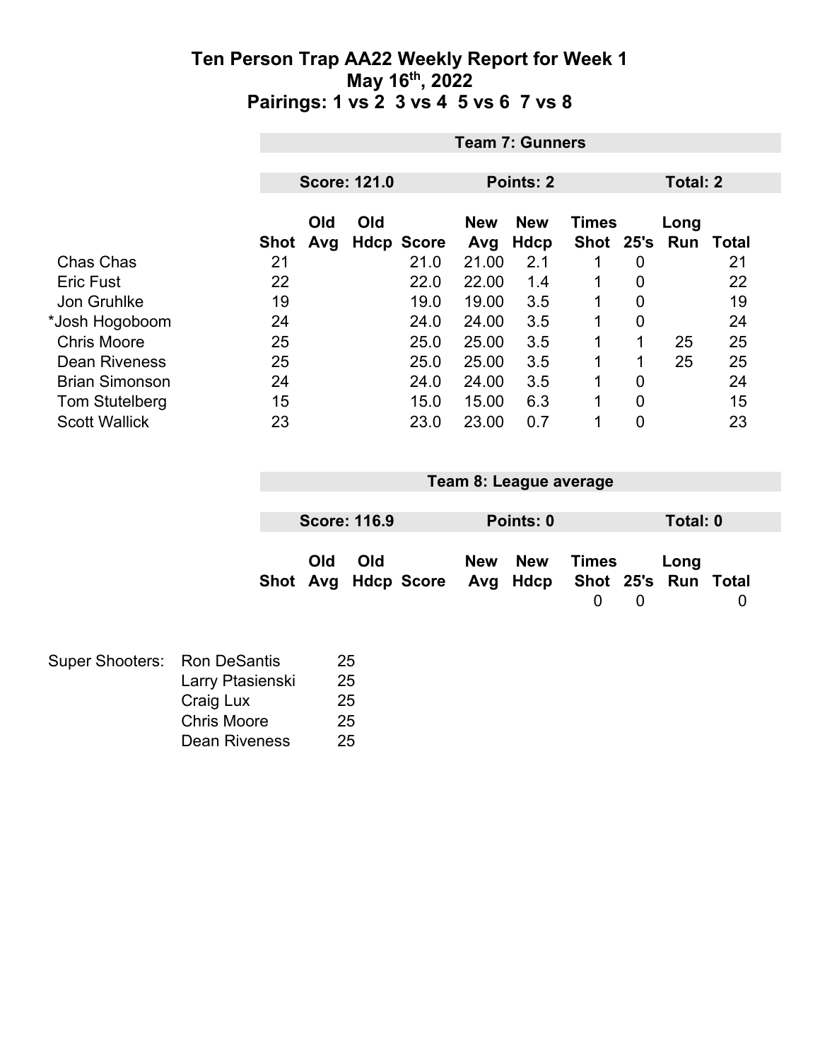# Ten Person Trap AA22 Weekly Report for Week 1
## May 16th, 2022
## Pairings: 1 vs 2 3 vs 4 5 vs 6 7 vs 8

### Team 7: Gunners

| Score: 121.0 | Points: 2 | Total: 2 |
|---|---|---|

| | Shot | Old Avg | Old Hdcp | Score | New Avg | New Hdcp | Times Shot | 25's | Long Run | Total |
|---|---|---|---|---|---|---|---|---|---|---|
| Chas Chas | 21 | | | 21.0 | 21.00 | 2.1 | 1 | 0 | | 21 |
| Eric Fust | 22 | | | 22.0 | 22.00 | 1.4 | 1 | 0 | | 22 |
| Jon Gruhlke | 19 | | | 19.0 | 19.00 | 3.5 | 1 | 0 | | 19 |
| *Josh Hogoboom | 24 | | | 24.0 | 24.00 | 3.5 | 1 | 0 | | 24 |
| Chris Moore | 25 | | | 25.0 | 25.00 | 3.5 | 1 | 1 | 25 | 25 |
| Dean Riveness | 25 | | | 25.0 | 25.00 | 3.5 | 1 | 1 | 25 | 25 |
| Brian Simonson | 24 | | | 24.0 | 24.00 | 3.5 | 1 | 0 | | 24 |
| Tom Stutelberg | 15 | | | 15.0 | 15.00 | 6.3 | 1 | 0 | | 15 |
| Scott Wallick | 23 | | | 23.0 | 23.00 | 0.7 | 1 | 0 | | 23 |

### Team 8: League average

| Score: 116.9 | Points: 0 | Total: 0 |
|---|---|---|

| | Shot | Old Avg | Old Hdcp | Score | New Avg | New Hdcp | Times Shot | 25's | Long Run | Total |
|---|---|---|---|---|---|---|---|---|---|---|
| | | | | | | | 0 | 0 | | 0 |

| Super Shooters: | | |
|---|---|---|
| | Ron DeSantis | 25 |
| | Larry Ptasienski | 25 |
| | Craig Lux | 25 |
| | Chris Moore | 25 |
| | Dean Riveness | 25 |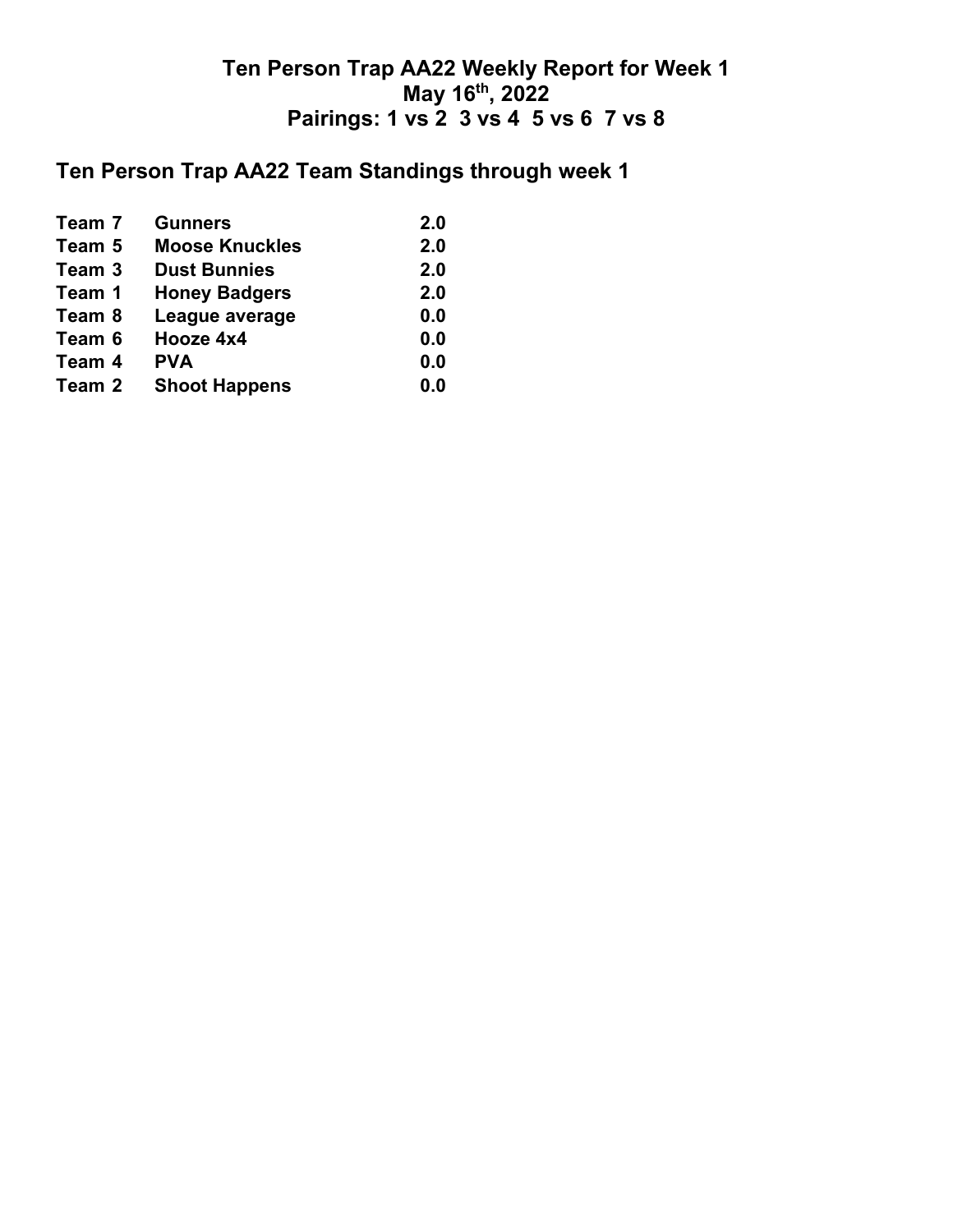# Ten Person Trap AA22 Weekly Report for Week 1
# May 16th, 2022
# Pairings: 1 vs 2  3 vs 4  5 vs 6  7 vs 8

## Ten Person Trap AA22 Team Standings through week 1

| | | |
|---|---|---|
| **Team 7** | **Gunners** | **2.0** |
| **Team 5** | **Moose Knuckles** | **2.0** |
| **Team 3** | **Dust Bunnies** | **2.0** |
| **Team 1** | **Honey Badgers** | **2.0** |
| **Team 8** | **League average** | **0.0** |
| **Team 6** | **Hooze 4x4** | **0.0** |
| **Team 4** | **PVA** | **0.0** |
| **Team 2** | **Shoot Happens** | **0.0** |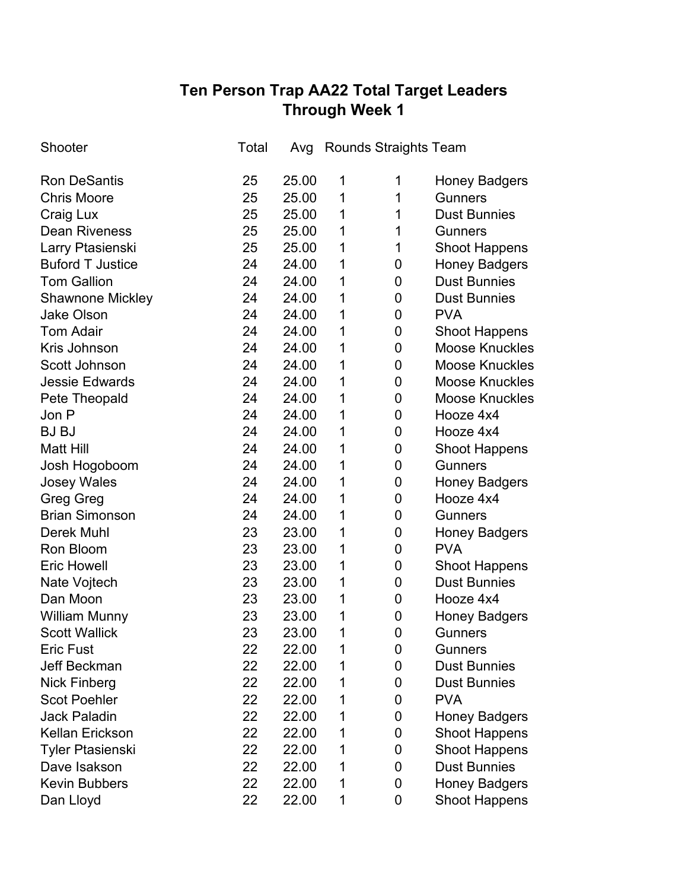# Ten Person Trap AA22 Total Target Leaders
## Through Week 1

| Shooter | Total | Avg | Rounds | Straights | Team |
|---|---|---|---|---|---|
| Ron DeSantis | 25 | 25.00 | 1 | 1 | Honey Badgers |
| Chris Moore | 25 | 25.00 | 1 | 1 | Gunners |
| Craig Lux | 25 | 25.00 | 1 | 1 | Dust Bunnies |
| Dean Riveness | 25 | 25.00 | 1 | 1 | Gunners |
| Larry Ptasienski | 25 | 25.00 | 1 | 1 | Shoot Happens |
| Buford T Justice | 24 | 24.00 | 1 | 0 | Honey Badgers |
| Tom Gallion | 24 | 24.00 | 1 | 0 | Dust Bunnies |
| Shawnone Mickley | 24 | 24.00 | 1 | 0 | Dust Bunnies |
| Jake Olson | 24 | 24.00 | 1 | 0 | PVA |
| Tom Adair | 24 | 24.00 | 1 | 0 | Shoot Happens |
| Kris Johnson | 24 | 24.00 | 1 | 0 | Moose Knuckles |
| Scott Johnson | 24 | 24.00 | 1 | 0 | Moose Knuckles |
| Jessie Edwards | 24 | 24.00 | 1 | 0 | Moose Knuckles |
| Pete Theopald | 24 | 24.00 | 1 | 0 | Moose Knuckles |
| Jon P | 24 | 24.00 | 1 | 0 | Hooze 4x4 |
| BJ BJ | 24 | 24.00 | 1 | 0 | Hooze 4x4 |
| Matt Hill | 24 | 24.00 | 1 | 0 | Shoot Happens |
| Josh Hogoboom | 24 | 24.00 | 1 | 0 | Gunners |
| Josey Wales | 24 | 24.00 | 1 | 0 | Honey Badgers |
| Greg Greg | 24 | 24.00 | 1 | 0 | Hooze 4x4 |
| Brian Simonson | 24 | 24.00 | 1 | 0 | Gunners |
| Derek Muhl | 23 | 23.00 | 1 | 0 | Honey Badgers |
| Ron Bloom | 23 | 23.00 | 1 | 0 | PVA |
| Eric Howell | 23 | 23.00 | 1 | 0 | Shoot Happens |
| Nate Vojtech | 23 | 23.00 | 1 | 0 | Dust Bunnies |
| Dan Moon | 23 | 23.00 | 1 | 0 | Hooze 4x4 |
| William Munny | 23 | 23.00 | 1 | 0 | Honey Badgers |
| Scott Wallick | 23 | 23.00 | 1 | 0 | Gunners |
| Eric Fust | 22 | 22.00 | 1 | 0 | Gunners |
| Jeff Beckman | 22 | 22.00 | 1 | 0 | Dust Bunnies |
| Nick Finberg | 22 | 22.00 | 1 | 0 | Dust Bunnies |
| Scot Poehler | 22 | 22.00 | 1 | 0 | PVA |
| Jack Paladin | 22 | 22.00 | 1 | 0 | Honey Badgers |
| Kellan Erickson | 22 | 22.00 | 1 | 0 | Shoot Happens |
| Tyler Ptasienski | 22 | 22.00 | 1 | 0 | Shoot Happens |
| Dave Isakson | 22 | 22.00 | 1 | 0 | Dust Bunnies |
| Kevin Bubbers | 22 | 22.00 | 1 | 0 | Honey Badgers |
| Dan Lloyd | 22 | 22.00 | 1 | 0 | Shoot Happens |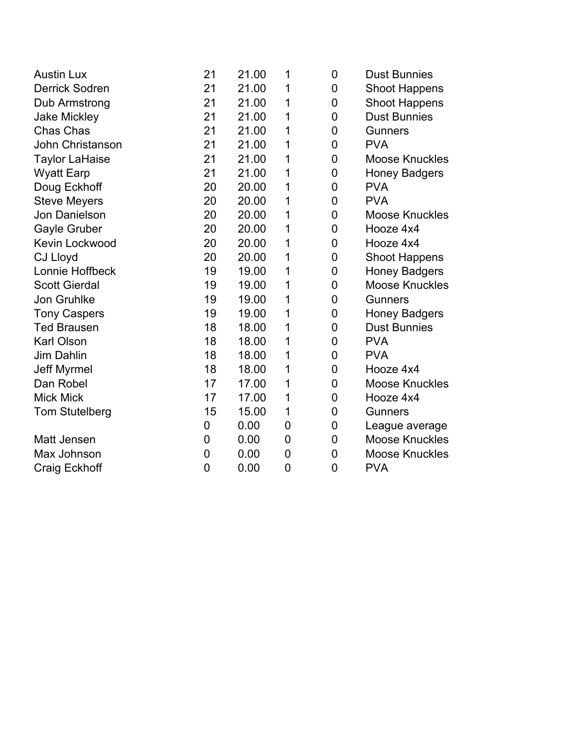| | | | | | |
|---|---|---|---|---|---|
| Austin Lux | 21 | 21.00 | 1 | 0 | Dust Bunnies |
| Derrick Sodren | 21 | 21.00 | 1 | 0 | Shoot Happens |
| Dub Armstrong | 21 | 21.00 | 1 | 0 | Shoot Happens |
| Jake Mickley | 21 | 21.00 | 1 | 0 | Dust Bunnies |
| Chas Chas | 21 | 21.00 | 1 | 0 | Gunners |
| John Christanson | 21 | 21.00 | 1 | 0 | PVA |
| Taylor LaHaise | 21 | 21.00 | 1 | 0 | Moose Knuckles |
| Wyatt Earp | 21 | 21.00 | 1 | 0 | Honey Badgers |
| Doug Eckhoff | 20 | 20.00 | 1 | 0 | PVA |
| Steve Meyers | 20 | 20.00 | 1 | 0 | PVA |
| Jon Danielson | 20 | 20.00 | 1 | 0 | Moose Knuckles |
| Gayle Gruber | 20 | 20.00 | 1 | 0 | Hooze 4x4 |
| Kevin Lockwood | 20 | 20.00 | 1 | 0 | Hooze 4x4 |
| CJ Lloyd | 20 | 20.00 | 1 | 0 | Shoot Happens |
| Lonnie Hoffbeck | 19 | 19.00 | 1 | 0 | Honey Badgers |
| Scott Gierdal | 19 | 19.00 | 1 | 0 | Moose Knuckles |
| Jon Gruhlke | 19 | 19.00 | 1 | 0 | Gunners |
| Tony Caspers | 19 | 19.00 | 1 | 0 | Honey Badgers |
| Ted Brausen | 18 | 18.00 | 1 | 0 | Dust Bunnies |
| Karl Olson | 18 | 18.00 | 1 | 0 | PVA |
| Jim Dahlin | 18 | 18.00 | 1 | 0 | PVA |
| Jeff Myrmel | 18 | 18.00 | 1 | 0 | Hooze 4x4 |
| Dan Robel | 17 | 17.00 | 1 | 0 | Moose Knuckles |
| Mick Mick | 17 | 17.00 | 1 | 0 | Hooze 4x4 |
| Tom Stutelberg | 15 | 15.00 | 1 | 0 | Gunners |
| | 0 | 0.00 | 0 | 0 | League average |
| Matt Jensen | 0 | 0.00 | 0 | 0 | Moose Knuckles |
| Max Johnson | 0 | 0.00 | 0 | 0 | Moose Knuckles |
| Craig Eckhoff | 0 | 0.00 | 0 | 0 | PVA |